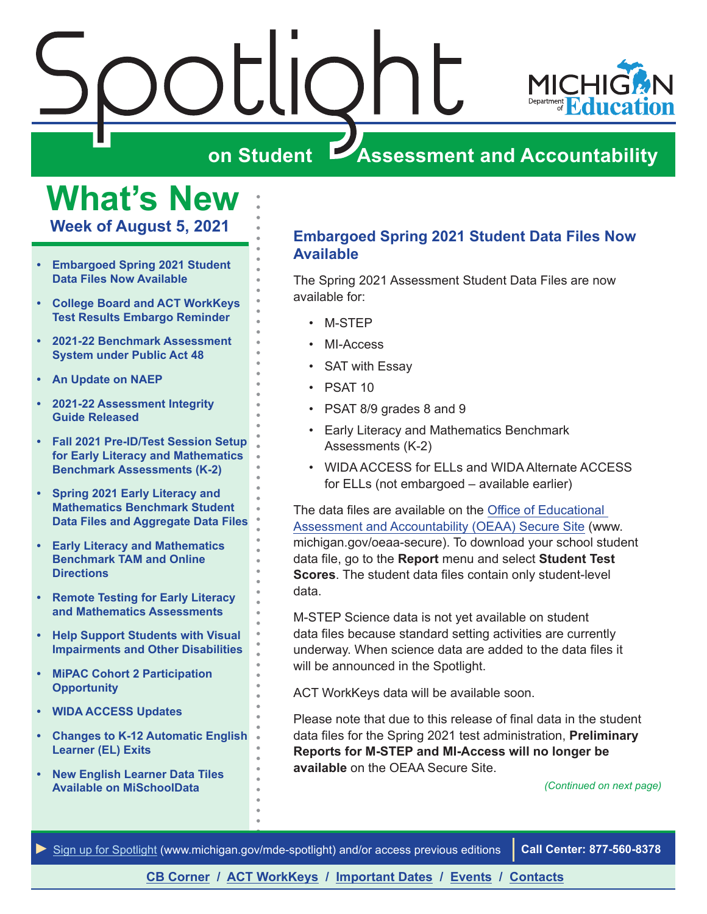# Spotlight on Student Assessment and Accountability

MICHIGAN Department of Education

## What's New

### Week of August 5, 2021

- Embargoed Spring 2021 Student Data Files Now Available
- College Board and ACT WorkKeys Test Results Embargo Reminder
- 2021-22 Benchmark Assessment System under Public Act 48
- An Update on NAEP
- 2021-22 Assessment Integrity Guide Released
- Fall 2021 Pre-ID/Test Session Setup for Early Literacy and Mathematics Benchmark Assessments (K-2)
- Spring 2021 Early Literacy and Mathematics Benchmark Student Data Files and Aggregate Data Files
- Early Literacy and Mathematics Benchmark TAM and Online Directions
- Remote Testing for Early Literacy and Mathematics Assessments
- Help Support Students with Visual Impairments and Other Disabilities
- MiPAC Cohort 2 Participation Opportunity
- WIDA ACCESS Updates
- Changes to K-12 Automatic English Learner (EL) Exits
- New English Learner Data Tiles Available on MiSchoolData

## Embargoed Spring 2021 Student Data Files Now Available

The Spring 2021 Assessment Student Data Files are now available for:

- M-STEP
- MI-Access
- SAT with Essay
- PSAT 10
- PSAT 8/9 grades 8 and 9
- Early Literacy and Mathematics Benchmark Assessments (K-2)
- WIDA ACCESS for ELLs and WIDA Alternate ACCESS for ELLs (not embargoed – available earlier)

The data files are available on the Office of Educational Assessment and Accountability (OEAA) Secure Site (www.michigan.gov/oeaa-secure). To download your school student data file, go to the **Report** menu and select **Student Test Scores**. The student data files contain only student-level data.

M-STEP Science data is not yet available on student data files because standard setting activities are currently underway. When science data are added to the data files it will be announced in the Spotlight.

ACT WorkKeys data will be available soon.

Please note that due to this release of final data in the student data files for the Spring 2021 test administration, **Preliminary Reports for M-STEP and MI-Access will no longer be available** on the OEAA Secure Site.

*(Continued on next page)*

► Sign up for Spotlight (www.michigan.gov/mde-spotlight) and/or access previous editions | **Call Center: 877-560-8378**

**CB Corner / ACT WorkKeys / Important Dates / Events / Contacts**